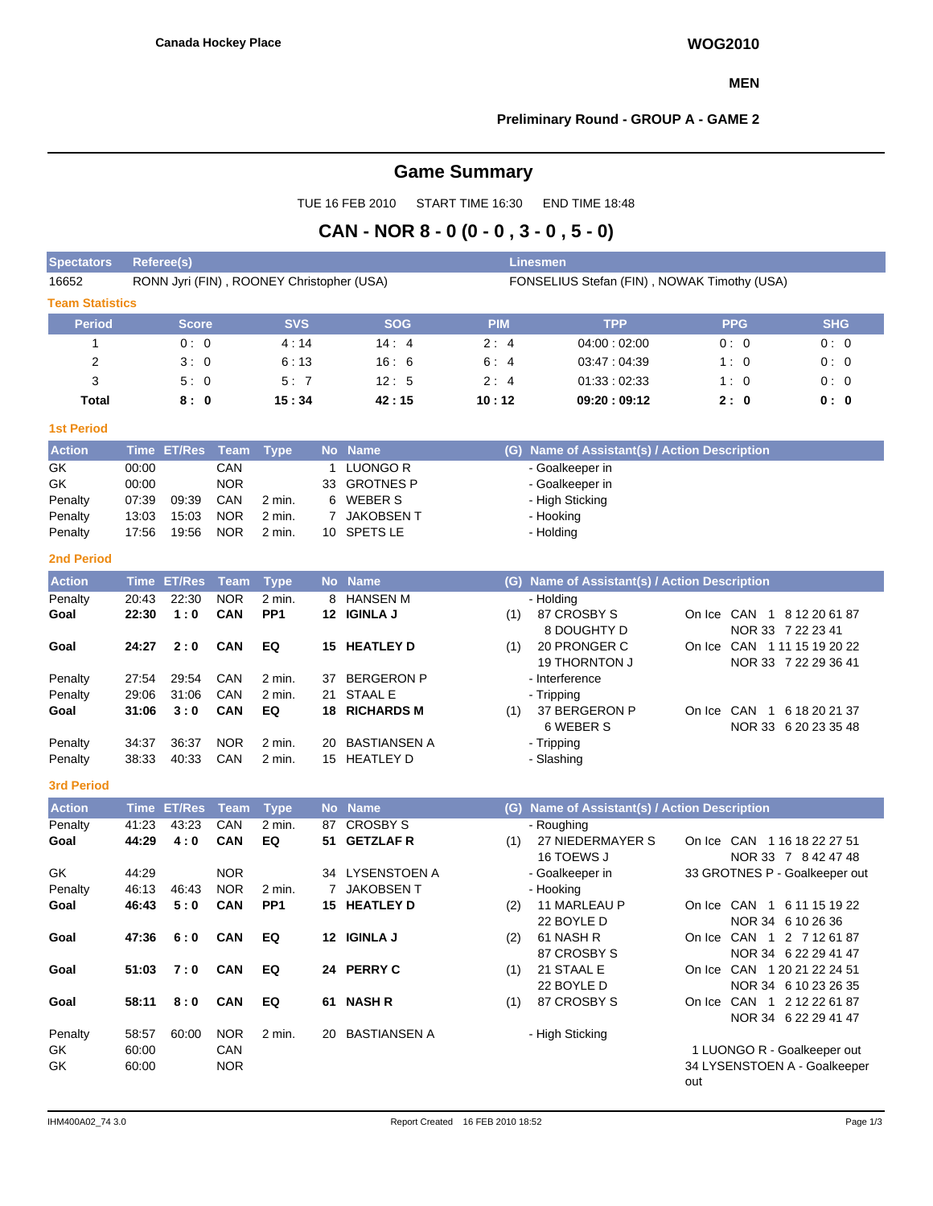**Canada Hockey Place**

**WOG2010**

**MEN**

**Preliminary Round - GROUP A - GAME 2**

# Game Summary

TUE 16 FEB 2010 START TIME 16:30 END TIME 18:48

## CAN - NOR 8 - 0 (0 - 0 , 3 - 0 , 5 - 0)

| Spectators | Referee(s) | Linesmen |
|---|---|---|
| 16652 | RONN Jyri (FIN) , ROONEY Christopher (USA) | FONSELIUS Stefan (FIN) , NOWAK Timothy (USA) |

### Team Statistics

| Period | Score | SVS | SOG | PIM | TPP | PPG | SHG |
|---|---|---|---|---|---|---|---|
| 1 | 0 : 0 | 4 : 14 | 14 : 4 | 2 : 4 | 04:00 : 02:00 | 0 : 0 | 0 : 0 |
| 2 | 3 : 0 | 6 : 13 | 16 : 6 | 6 : 4 | 03:47 : 04:39 | 1 : 0 | 0 : 0 |
| 3 | 5 : 0 | 5 : 7 | 12 : 5 | 2 : 4 | 01:33 : 02:33 | 1 : 0 | 0 : 0 |
| **Total** | **8 : 0** | **15 : 34** | **42 : 15** | **10 : 12** | **09:20 : 09:12** | **2 : 0** | **0 : 0** |

### 1st Period

| Action | Time | ET/Res | Team | Type | No | Name | (G) | Name of Assistant(s) / Action Description | |
|---|---|---|---|---|---|---|---|---|---|
| GK | 00:00 | | CAN | | 1 | LUONGO R | | - Goalkeeper in | |
| GK | 00:00 | | NOR | | 33 | GROTNES P | | - Goalkeeper in | |
| Penalty | 07:39 | 09:39 | CAN | 2 min. | 6 | WEBER S | | - High Sticking | |
| Penalty | 13:03 | 15:03 | NOR | 2 min. | 7 | JAKOBSEN T | | - Hooking | |
| Penalty | 17:56 | 19:56 | NOR | 2 min. | 10 | SPETS LE | | - Holding | |

### 2nd Period

| Action | Time | ET/Res | Team | Type | No | Name | (G) | Name of Assistant(s) / Action Description | |
|---|---|---|---|---|---|---|---|---|---|
| Penalty | 20:43 | 22:30 | NOR | 2 min. | 8 | HANSEN M | | - Holding | |
| **Goal** | **22:30** | **1 : 0** | **CAN** | **PP1** | **12** | **IGINLA J** | (1) | 87 CROSBY S<br>8 DOUGHTY D | On Ice CAN 1 8 12 20 61 87<br>NOR 33 7 22 23 41 |
| **Goal** | **24:27** | **2 : 0** | **CAN** | **EQ** | **15** | **HEATLEY D** | (1) | 20 PRONGER C<br>19 THORNTON J | On Ice CAN 1 11 15 19 20 22<br>NOR 33 7 22 29 36 41 |
| Penalty | 27:54 | 29:54 | CAN | 2 min. | 37 | BERGERON P | | - Interference | |
| Penalty | 29:06 | 31:06 | CAN | 2 min. | 21 | STAAL E | | - Tripping | |
| **Goal** | **31:06** | **3 : 0** | **CAN** | **EQ** | **18** | **RICHARDS M** | (1) | 37 BERGERON P<br>6 WEBER S | On Ice CAN 1 6 18 20 21 37<br>NOR 33 6 20 23 35 48 |
| Penalty | 34:37 | 36:37 | NOR | 2 min. | 20 | BASTIANSEN A | | - Tripping | |
| Penalty | 38:33 | 40:33 | CAN | 2 min. | 15 | HEATLEY D | | - Slashing | |

### 3rd Period

| Action | Time | ET/Res | Team | Type | No | Name | (G) | Name of Assistant(s) / Action Description | |
|---|---|---|---|---|---|---|---|---|---|
| Penalty | 41:23 | 43:23 | CAN | 2 min. | 87 | CROSBY S | | - Roughing | |
| **Goal** | **44:29** | **4 : 0** | **CAN** | **EQ** | **51** | **GETZLAF R** | (1) | 27 NIEDERMAYER S<br>16 TOEWS J | On Ice CAN 1 16 18 22 27 51<br>NOR 33 7 8 42 47 48 |
| GK | 44:29 | | NOR | | 34 | LYSENSTOEN A | | - Goalkeeper in | 33 GROTNES P - Goalkeeper out |
| Penalty | 46:13 | 46:43 | NOR | 2 min. | 7 | JAKOBSEN T | | - Hooking | |
| **Goal** | **46:43** | **5 : 0** | **CAN** | **PP1** | **15** | **HEATLEY D** | (2) | 11 MARLEAU P<br>22 BOYLE D | On Ice CAN 1 6 11 15 19 22<br>NOR 34 6 10 26 36 |
| **Goal** | **47:36** | **6 : 0** | **CAN** | **EQ** | **12** | **IGINLA J** | (2) | 61 NASH R<br>87 CROSBY S | On Ice CAN 1 2 7 12 61 87<br>NOR 34 6 22 29 41 47 |
| **Goal** | **51:03** | **7 : 0** | **CAN** | **EQ** | **24** | **PERRY C** | (1) | 21 STAAL E<br>22 BOYLE D | On Ice CAN 1 20 21 22 24 51<br>NOR 34 6 10 23 26 35 |
| **Goal** | **58:11** | **8 : 0** | **CAN** | **EQ** | **61** | **NASH R** | (1) | 87 CROSBY S | On Ice CAN 1 2 12 22 61 87<br>NOR 34 6 22 29 41 47 |
| Penalty | 58:57 | 60:00 | NOR | 2 min. | 20 | BASTIANSEN A | | - High Sticking | |
| GK | 60:00 | | CAN | | | | | | 1 LUONGO R - Goalkeeper out |
| GK | 60:00 | | NOR | | | | | | 34 LYSENSTOEN A - Goalkeeper out |

IHM400A02_74 3.0 Report Created 16 FEB 2010 18:52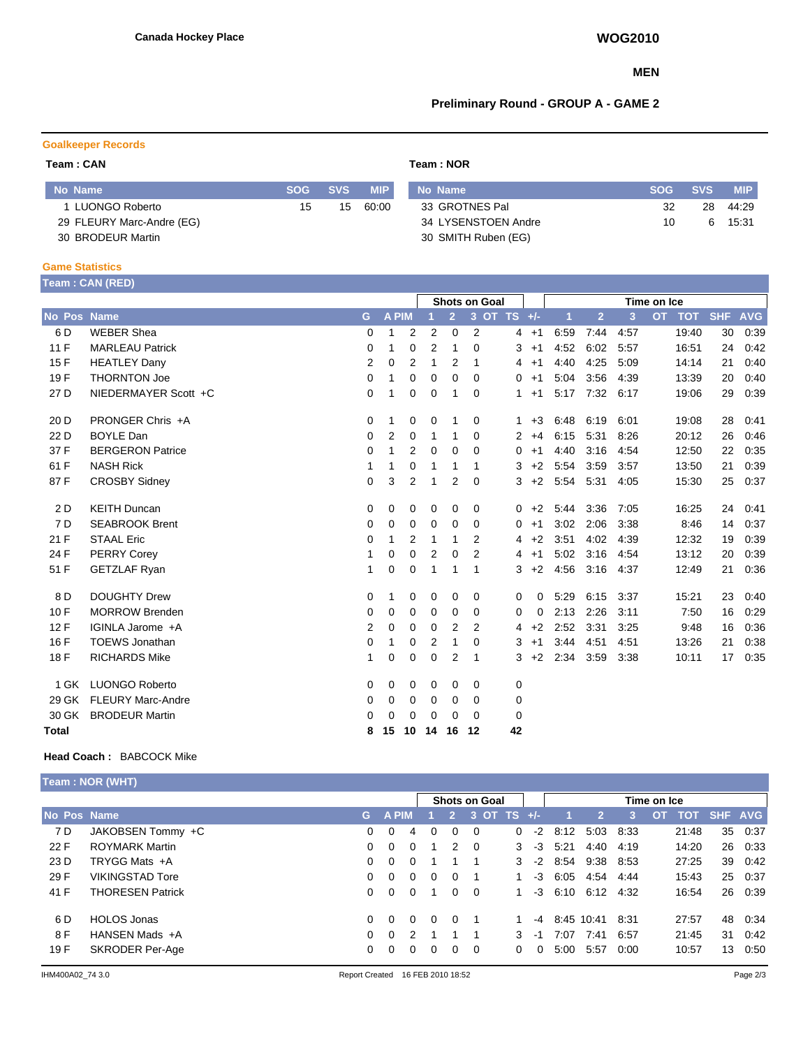Canada Hockey Place

**WOG2010**

**MEN**

**Preliminary Round - GROUP A - GAME 2**

## Goalkeeper Records

**Team : CAN**

| No | Name | SOG | SVS | MIP |
|---|---|---|---|---|
| 1 | LUONGO Roberto | 15 | 15 | 60:00 |
| 29 | FLEURY Marc-Andre (EG) | | | |
| 30 | BRODEUR Martin | | | |

**Team : NOR**

| No | Name | SOG | SVS | MIP |
|---|---|---|---|---|
| 33 | GROTNES Pal | 32 | 28 | 44:29 |
| 34 | LYSENSTOEN Andre | 10 | 6 | 15:31 |
| 30 | SMITH Ruben (EG) | | | |

## Game Statistics

**Team : CAN (RED)**

| | | | | | | Shots on Goal | | | | | | Time on Ice | | | | | | |
|---|---|---|---|---|---|---|---|---|---|---|---|---|---|---|---|---|---|---|
| No | Pos | Name | G | A | PIM | 1 | 2 | 3 | OT | TS | +/- | 1 | 2 | 3 | OT | TOT | SHF | AVG |
| 6 | D | WEBER Shea | 0 | 1 | 2 | 2 | 0 | 2 | | 4 | +1 | 6:59 | 7:44 | 4:57 | | 19:40 | 30 | 0:39 |
| 11 | F | MARLEAU Patrick | 0 | 1 | 0 | 2 | 1 | 0 | | 3 | +1 | 4:52 | 6:02 | 5:57 | | 16:51 | 24 | 0:42 |
| 15 | F | HEATLEY Dany | 2 | 0 | 2 | 1 | 2 | 1 | | 4 | +1 | 4:40 | 4:25 | 5:09 | | 14:14 | 21 | 0:40 |
| 19 | F | THORNTON Joe | 0 | 1 | 0 | 0 | 0 | 0 | | 0 | +1 | 5:04 | 3:56 | 4:39 | | 13:39 | 20 | 0:40 |
| 27 | D | NIEDERMAYER Scott +C | 0 | 1 | 0 | 0 | 1 | 0 | | 1 | +1 | 5:17 | 7:32 | 6:17 | | 19:06 | 29 | 0:39 |
| 20 | D | PRONGER Chris +A | 0 | 1 | 0 | 0 | 1 | 0 | | 1 | +3 | 6:48 | 6:19 | 6:01 | | 19:08 | 28 | 0:41 |
| 22 | D | BOYLE Dan | 0 | 2 | 0 | 1 | 1 | 0 | | 2 | +4 | 6:15 | 5:31 | 8:26 | | 20:12 | 26 | 0:46 |
| 37 | F | BERGERON Patrice | 0 | 1 | 2 | 0 | 0 | 0 | | 0 | +1 | 4:40 | 3:16 | 4:54 | | 12:50 | 22 | 0:35 |
| 61 | F | NASH Rick | 1 | 1 | 0 | 1 | 1 | 1 | | 3 | +2 | 5:54 | 3:59 | 3:57 | | 13:50 | 21 | 0:39 |
| 87 | F | CROSBY Sidney | 0 | 3 | 2 | 1 | 2 | 0 | | 3 | +2 | 5:54 | 5:31 | 4:05 | | 15:30 | 25 | 0:37 |
| 2 | D | KEITH Duncan | 0 | 0 | 0 | 0 | 0 | 0 | | 0 | +2 | 5:44 | 3:36 | 7:05 | | 16:25 | 24 | 0:41 |
| 7 | D | SEABROOK Brent | 0 | 0 | 0 | 0 | 0 | 0 | | 0 | +1 | 3:02 | 2:06 | 3:38 | | 8:46 | 14 | 0:37 |
| 21 | F | STAAL Eric | 0 | 1 | 2 | 1 | 1 | 2 | | 4 | +2 | 3:51 | 4:02 | 4:39 | | 12:32 | 19 | 0:39 |
| 24 | F | PERRY Corey | 1 | 0 | 0 | 2 | 0 | 2 | | 4 | +1 | 5:02 | 3:16 | 4:54 | | 13:12 | 20 | 0:39 |
| 51 | F | GETZLAF Ryan | 1 | 0 | 0 | 1 | 1 | 1 | | 3 | +2 | 4:56 | 3:16 | 4:37 | | 12:49 | 21 | 0:36 |
| 8 | D | DOUGHTY Drew | 0 | 1 | 0 | 0 | 0 | 0 | | 0 | 0 | 5:29 | 6:15 | 3:37 | | 15:21 | 23 | 0:40 |
| 10 | F | MORROW Brenden | 0 | 0 | 0 | 0 | 0 | 0 | | 0 | 0 | 2:13 | 2:26 | 3:11 | | 7:50 | 16 | 0:29 |
| 12 | F | IGINLA Jarome +A | 2 | 0 | 0 | 0 | 2 | 2 | | 4 | +2 | 2:52 | 3:31 | 3:25 | | 9:48 | 16 | 0:36 |
| 16 | F | TOEWS Jonathan | 0 | 1 | 0 | 2 | 1 | 0 | | 3 | +1 | 3:44 | 4:51 | 4:51 | | 13:26 | 21 | 0:38 |
| 18 | F | RICHARDS Mike | 1 | 0 | 0 | 0 | 2 | 1 | | 3 | +2 | 2:34 | 3:59 | 3:38 | | 10:11 | 17 | 0:35 |
| 1 | GK | LUONGO Roberto | 0 | 0 | 0 | 0 | 0 | 0 | | 0 | | | | | | | | |
| 29 | GK | FLEURY Marc-Andre | 0 | 0 | 0 | 0 | 0 | 0 | | 0 | | | | | | | | |
| 30 | GK | BRODEUR Martin | 0 | 0 | 0 | 0 | 0 | 0 | | 0 | | | | | | | | |
| **Total** | | | **8** | **15** | **10** | **14** | **16** | **12** | | **42** | | | | | | | | |

**Head Coach :** BABCOCK Mike

**Team : NOR (WHT)**

| | | | | | | Shots on Goal | | | | | | Time on Ice | | | | | | |
|---|---|---|---|---|---|---|---|---|---|---|---|---|---|---|---|---|---|---|
| No | Pos | Name | G | A | PIM | 1 | 2 | 3 | OT | TS | +/- | 1 | 2 | 3 | OT | TOT | SHF | AVG |
| 7 | D | JAKOBSEN Tommy +C | 0 | 0 | 4 | 0 | 0 | 0 | | 0 | -2 | 8:12 | 5:03 | 8:33 | | 21:48 | 35 | 0:37 |
| 22 | F | ROYMARK Martin | 0 | 0 | 0 | 1 | 2 | 0 | | 3 | -3 | 5:21 | 4:40 | 4:19 | | 14:20 | 26 | 0:33 |
| 23 | D | TRYGG Mats +A | 0 | 0 | 0 | 1 | 1 | 1 | | 3 | -2 | 8:54 | 9:38 | 8:53 | | 27:25 | 39 | 0:42 |
| 29 | F | VIKINGSTAD Tore | 0 | 0 | 0 | 0 | 0 | 1 | | 1 | -3 | 6:05 | 4:54 | 4:44 | | 15:43 | 25 | 0:37 |
| 41 | F | THORESEN Patrick | 0 | 0 | 0 | 1 | 0 | 0 | | 1 | -3 | 6:10 | 6:12 | 4:32 | | 16:54 | 26 | 0:39 |
| 6 | D | HOLOS Jonas | 0 | 0 | 0 | 0 | 0 | 1 | | 1 | -4 | 8:45 | 10:41 | 8:31 | | 27:57 | 48 | 0:34 |
| 8 | F | HANSEN Mads +A | 0 | 0 | 2 | 1 | 1 | 1 | | 3 | -1 | 7:07 | 7:41 | 6:57 | | 21:45 | 31 | 0:42 |
| 19 | F | SKRODER Per-Age | 0 | 0 | 0 | 0 | 0 | 0 | | 0 | 0 | 5:00 | 5:57 | 0:00 | | 10:57 | 13 | 0:50 |

IHM400A02_74 3.0 Report Created 16 FEB 2010 18:52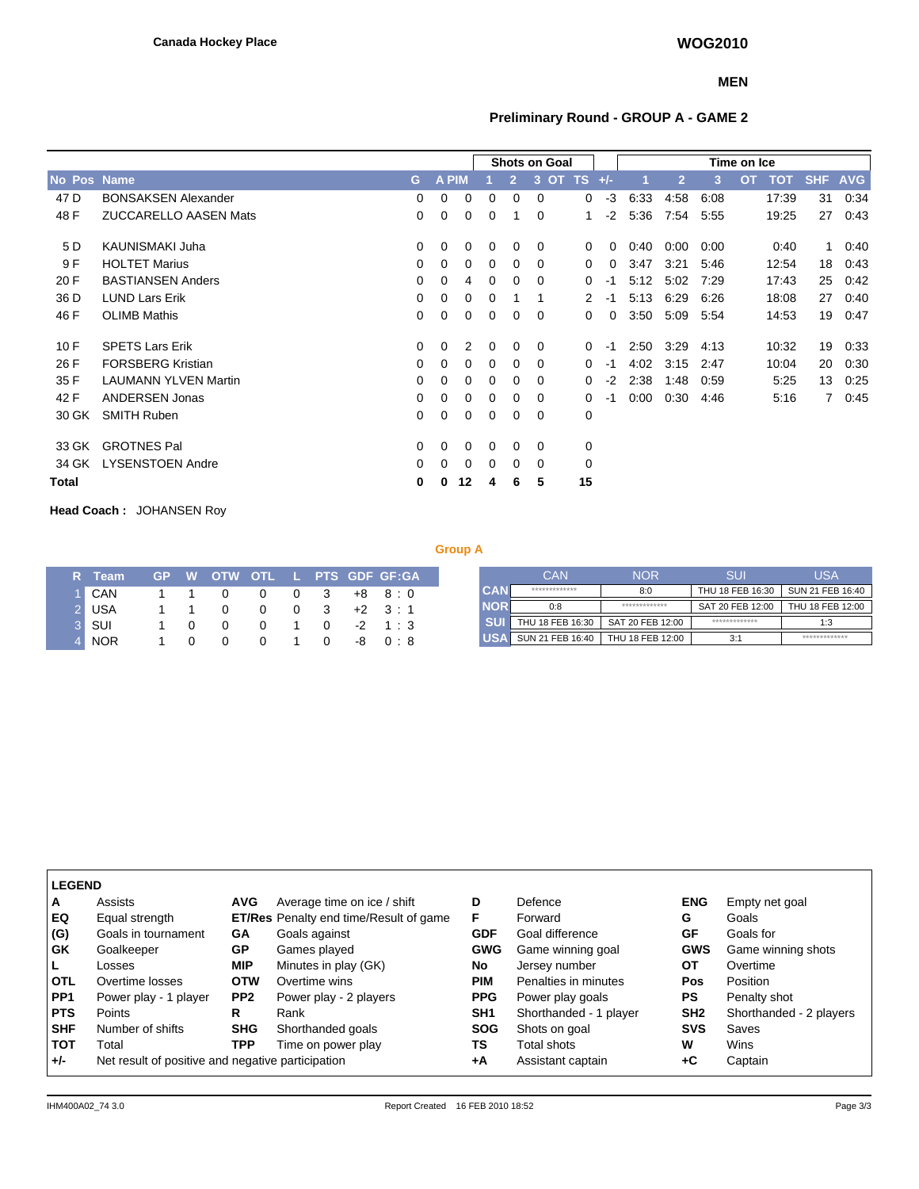Canada Hockey Place

WOG2010

MEN

## Preliminary Round - GROUP A - GAME 2

| No | Pos | Name | G | A | PIM | Shots on Goal 1 | 2 | 3 | OT | TS | +/- | Time on Ice 1 | 2 | 3 | OT | TOT | SHF | AVG |
|---|---|---|---|---|---|---|---|---|---|---|---|---|---|---|---|---|---|---|
| 47 | D | BONSAKSEN Alexander | 0 | 0 | 0 | 0 | 0 | 0 | | 0 | -3 | 6:33 | 4:58 | 6:08 | | 17:39 | 31 | 0:34 |
| 48 | F | ZUCCARELLO AASEN Mats | 0 | 0 | 0 | 0 | 1 | 0 | | 1 | -2 | 5:36 | 7:54 | 5:55 | | 19:25 | 27 | 0:43 |
| 5 | D | KAUNISMAKI Juha | 0 | 0 | 0 | 0 | 0 | 0 | | 0 | 0 | 0:40 | 0:00 | 0:00 | | 0:40 | 1 | 0:40 |
| 9 | F | HOLTET Marius | 0 | 0 | 0 | 0 | 0 | 0 | | 0 | 0 | 3:47 | 3:21 | 5:46 | | 12:54 | 18 | 0:43 |
| 20 | F | BASTIANSEN Anders | 0 | 0 | 4 | 0 | 0 | 0 | | 0 | -1 | 5:12 | 5:02 | 7:29 | | 17:43 | 25 | 0:42 |
| 36 | D | LUND Lars Erik | 0 | 0 | 0 | 0 | 1 | 1 | | 2 | -1 | 5:13 | 6:29 | 6:26 | | 18:08 | 27 | 0:40 |
| 46 | F | OLIMB Mathis | 0 | 0 | 0 | 0 | 0 | 0 | | 0 | 0 | 3:50 | 5:09 | 5:54 | | 14:53 | 19 | 0:47 |
| 10 | F | SPETS Lars Erik | 0 | 0 | 2 | 0 | 0 | 0 | | 0 | -1 | 2:50 | 3:29 | 4:13 | | 10:32 | 19 | 0:33 |
| 26 | F | FORSBERG Kristian | 0 | 0 | 0 | 0 | 0 | 0 | | 0 | -1 | 4:02 | 3:15 | 2:47 | | 10:04 | 20 | 0:30 |
| 35 | F | LAUMANN YLVEN Martin | 0 | 0 | 0 | 0 | 0 | 0 | | 0 | -2 | 2:38 | 1:48 | 0:59 | | 5:25 | 13 | 0:25 |
| 42 | F | ANDERSEN Jonas | 0 | 0 | 0 | 0 | 0 | 0 | | 0 | -1 | 0:00 | 0:30 | 4:46 | | 5:16 | 7 | 0:45 |
| 30 | GK | SMITH Ruben | 0 | 0 | 0 | 0 | 0 | 0 | | 0 | | | | | | | | |
| 33 | GK | GROTNES Pal | 0 | 0 | 0 | 0 | 0 | 0 | | 0 | | | | | | | | |
| 34 | GK | LYSENSTOEN Andre | 0 | 0 | 0 | 0 | 0 | 0 | | 0 | | | | | | | | |
| Total | | | 0 | 0 | 12 | 4 | 6 | 5 | | 15 | | | | | | | | |

**Head Coach :** JOHANSEN Roy

### Group A

| R | Team | GP | W | OTW | OTL | L | PTS | GDF | GF:GA |
|---|---|---|---|---|---|---|---|---|---|
| 1 | CAN | 1 | 1 | 0 | 0 | 0 | 3 | +8 | 8 : 0 |
| 2 | USA | 1 | 1 | 0 | 0 | 0 | 3 | +2 | 3 : 1 |
| 3 | SUI | 1 | 0 | 0 | 0 | 1 | 0 | -2 | 1 : 3 |
| 4 | NOR | 1 | 0 | 0 | 0 | 1 | 0 | -8 | 0 : 8 |

| | CAN | NOR | SUI | USA |
|---|---|---|---|---|
| CAN | ************ | 8:0 | THU 18 FEB 16:30 | SUN 21 FEB 16:40 |
| NOR | 0:8 | ************ | SAT 20 FEB 12:00 | THU 18 FEB 12:00 |
| SUI | THU 18 FEB 16:30 | SAT 20 FEB 12:00 | ************ | 1:3 |
| USA | SUN 21 FEB 16:40 | THU 18 FEB 12:00 | 3:1 | ************ |

**LEGEND**

| | | | | | | | |
|---|---|---|---|---|---|---|---|
| **A** | Assists | **AVG** | Average time on ice / shift | **D** | Defence | **ENG** | Empty net goal |
| **EQ** | Equal strength | **ET/Res** | Penalty end time/Result of game | **F** | Forward | **G** | Goals |
| **(G)** | Goals in tournament | **GA** | Goals against | **GDF** | Goal difference | **GF** | Goals for |
| **GK** | Goalkeeper | **GP** | Games played | **GWG** | Game winning goal | **GWS** | Game winning shots |
| **L** | Losses | **MIP** | Minutes in play (GK) | **No** | Jersey number | **OT** | Overtime |
| **OTL** | Overtime losses | **OTW** | Overtime wins | **PIM** | Penalties in minutes | **Pos** | Position |
| **PP1** | Power play - 1 player | **PP2** | Power play - 2 players | **PPG** | Power play goals | **PS** | Penalty shot |
| **PTS** | Points | **R** | Rank | **SH1** | Shorthanded - 1 player | **SH2** | Shorthanded - 2 players |
| **SHF** | Number of shifts | **SHG** | Shorthanded goals | **SOG** | Shots on goal | **SVS** | Saves |
| **TOT** | Total | **TPP** | Time on power play | **TS** | Total shots | **W** | Wins |
| **+/-** | Net result of positive and negative participation | | | **+A** | Assistant captain | **+C** | Captain |

IHM400A02_74 3.0    Report Created 16 FEB 2010 18:52